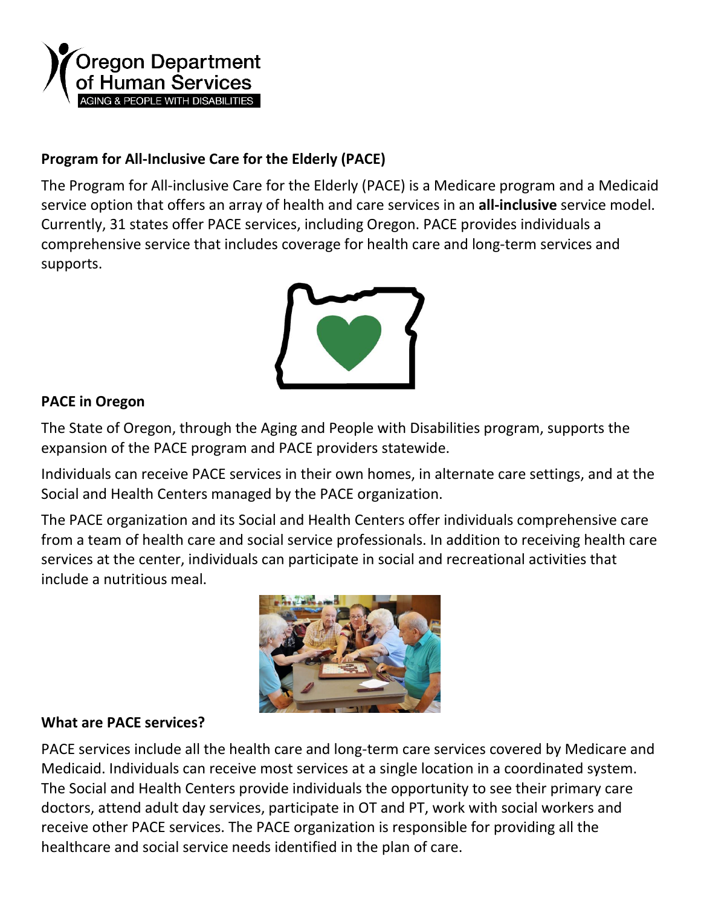## Program for All-Inclusive Care for the Elderly (PACE)

The Program for All-inclusive Care for the Elderly (PACE) is a Medicare program and a Medicaid service option that offers an array of health and care services in an **all-inclusive** service model. Currently, 31 states offer PACE services, including Oregon. PACE provides individuals a comprehensive service that includes coverage for health care and long-term services and supports.

## PACE in Oregon

The State of Oregon, through the Aging and People with Disabilities program, supports the expansion of the PACE program and PACE providers statewide.

Individuals can receive PACE services in their own homes, in alternate care settings, and at the Social and Health Centers managed by the PACE organization.

The PACE organization and its Social and Health Centers offer individuals comprehensive care from a team of health care and social service professionals. In addition to receiving health care services at the center, individuals can participate in social and recreational activities that include a nutritious meal.

## What are PACE services?

PACE services include all the health care and long-term care services covered by Medicare and Medicaid. Individuals can receive most services at a single location in a coordinated system. The Social and Health Centers provide individuals the opportunity to see their primary care doctors, attend adult day services, participate in OT and PT, work with social workers and receive other PACE services. The PACE organization is responsible for providing all the healthcare and social service needs identified in the plan of care.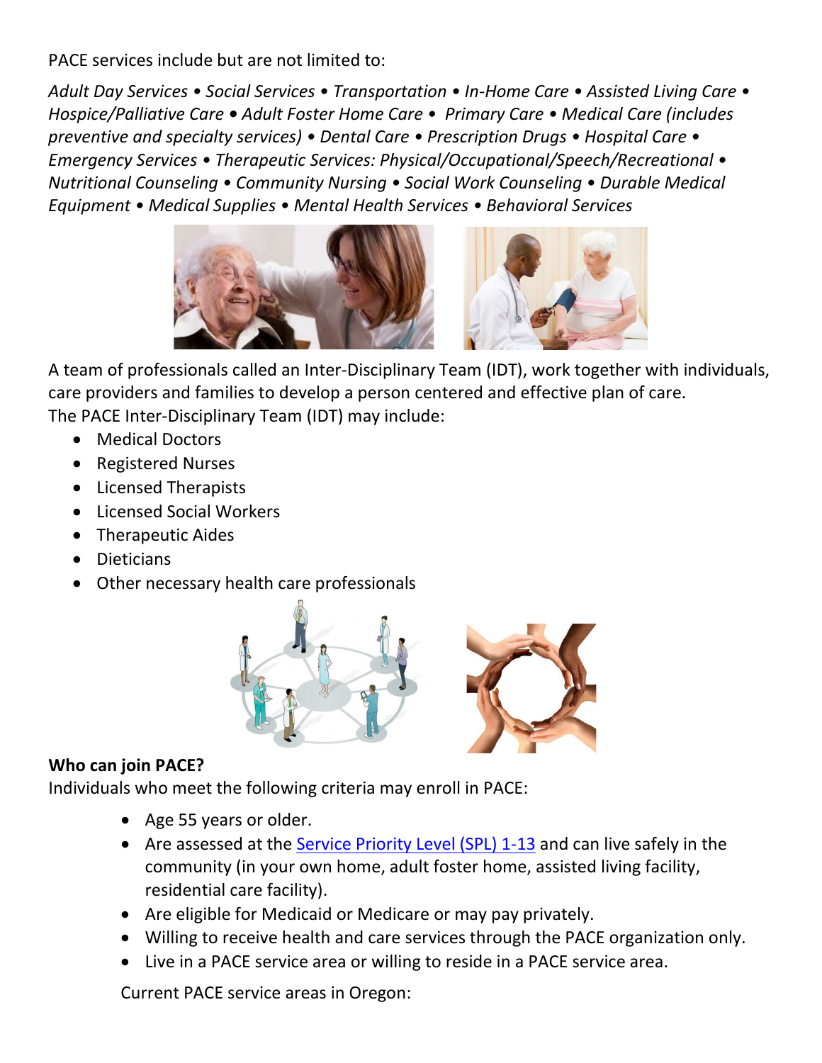PACE services include but are not limited to:

*Adult Day Services • Social Services • Transportation • In-Home Care • Assisted Living Care • Hospice/Palliative Care • Adult Foster Home Care • Primary Care • Medical Care (includes preventive and specialty services) • Dental Care • Prescription Drugs • Hospital Care • Emergency Services • Therapeutic Services: Physical/Occupational/Speech/Recreational • Nutritional Counseling • Community Nursing • Social Work Counseling • Durable Medical Equipment • Medical Supplies • Mental Health Services • Behavioral Services*

A team of professionals called an Inter-Disciplinary Team (IDT), work together with individuals, care providers and families to develop a person centered and effective plan of care.
The PACE Inter-Disciplinary Team (IDT) may include:

- Medical Doctors
- Registered Nurses
- Licensed Therapists
- Licensed Social Workers
- Therapeutic Aides
- Dieticians
- Other necessary health care professionals

**Who can join PACE?**
Individuals who meet the following criteria may enroll in PACE:

- Age 55 years or older.
- Are assessed at the Service Priority Level (SPL) 1-13 and can live safely in the community (in your own home, adult foster home, assisted living facility, residential care facility).
- Are eligible for Medicaid or Medicare or may pay privately.
- Willing to receive health and care services through the PACE organization only.
- Live in a PACE service area or willing to reside in a PACE service area.

Current PACE service areas in Oregon: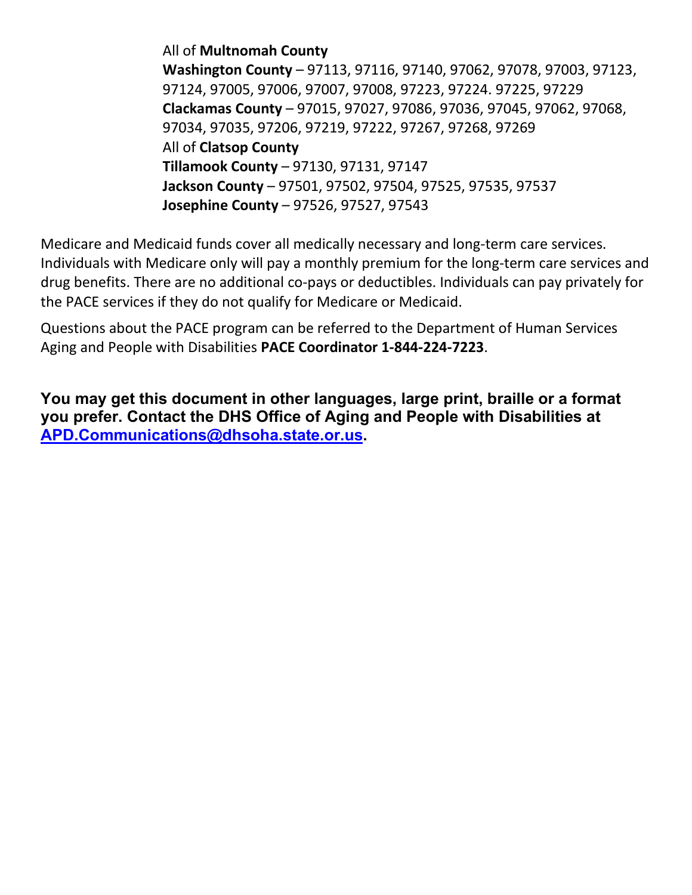All of **Multnomah County**
**Washington County** – 97113, 97116, 97140, 97062, 97078, 97003, 97123, 97124, 97005, 97006, 97007, 97008, 97223, 97224. 97225, 97229
**Clackamas County** – 97015, 97027, 97086, 97036, 97045, 97062, 97068, 97034, 97035, 97206, 97219, 97222, 97267, 97268, 97269
All of **Clatsop County**
**Tillamook County** – 97130, 97131, 97147
**Jackson County** – 97501, 97502, 97504, 97525, 97535, 97537
**Josephine County** – 97526, 97527, 97543

Medicare and Medicaid funds cover all medically necessary and long-term care services. Individuals with Medicare only will pay a monthly premium for the long-term care services and drug benefits. There are no additional co-pays or deductibles. Individuals can pay privately for the PACE services if they do not qualify for Medicare or Medicaid.

Questions about the PACE program can be referred to the Department of Human Services Aging and People with Disabilities **PACE Coordinator 1-844-224-7223**.

**You may get this document in other languages, large print, braille or a format you prefer. Contact the DHS Office of Aging and People with Disabilities at APD.Communications@dhsoha.state.or.us.**